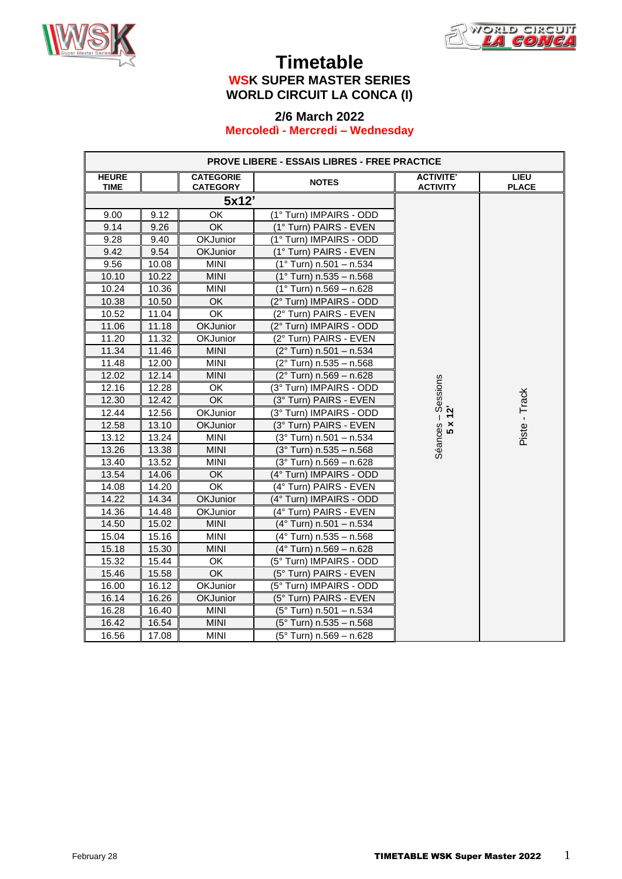# Timetable

## WSK SUPER MASTER SERIES
## WORLD CIRCUIT LA CONCA (I)

### 2/6 March 2022
### Mercoledì - Mercredi – Wednesday

| PROVE LIBERE - ESSAIS LIBRES - FREE PRACTICE | | | | | |
|---|---|---|---|---|---|
| HEURE TIME | | CATEGORIE CATEGORY | NOTES | ACTIVITE' ACTIVITY | LIEU PLACE |
| 5x12' | | | | Séances – Sessions **5 x 12'** | Piste - Track |
| 9.00 | 9.12 | OK | (1° Turn) IMPAIRS - ODD | | |
| 9.14 | 9.26 | OK | (1° Turn) PAIRS - EVEN | | |
| 9.28 | 9.40 | OKJunior | (1° Turn) IMPAIRS - ODD | | |
| 9.42 | 9.54 | OKJunior | (1° Turn) PAIRS - EVEN | | |
| 9.56 | 10.08 | MINI | (1° Turn) n.501 – n.534 | | |
| 10.10 | 10.22 | MINI | (1° Turn) n.535 – n.568 | | |
| 10.24 | 10.36 | MINI | (1° Turn) n.569 – n.628 | | |
| 10.38 | 10.50 | OK | (2° Turn) IMPAIRS - ODD | | |
| 10.52 | 11.04 | OK | (2° Turn) PAIRS - EVEN | | |
| 11.06 | 11.18 | OKJunior | (2° Turn) IMPAIRS - ODD | | |
| 11.20 | 11.32 | OKJunior | (2° Turn) PAIRS - EVEN | | |
| 11.34 | 11.46 | MINI | (2° Turn) n.501 – n.534 | | |
| 11.48 | 12.00 | MINI | (2° Turn) n.535 – n.568 | | |
| 12.02 | 12.14 | MINI | (2° Turn) n.569 – n.628 | | |
| 12.16 | 12.28 | OK | (3° Turn) IMPAIRS - ODD | | |
| 12.30 | 12.42 | OK | (3° Turn) PAIRS - EVEN | | |
| 12.44 | 12.56 | OKJunior | (3° Turn) IMPAIRS - ODD | | |
| 12.58 | 13.10 | OKJunior | (3° Turn) PAIRS - EVEN | | |
| 13.12 | 13.24 | MINI | (3° Turn) n.501 – n.534 | | |
| 13.26 | 13.38 | MINI | (3° Turn) n.535 – n.568 | | |
| 13.40 | 13.52 | MINI | (3° Turn) n.569 – n.628 | | |
| 13.54 | 14.06 | OK | (4° Turn) IMPAIRS - ODD | | |
| 14.08 | 14.20 | OK | (4° Turn) PAIRS - EVEN | | |
| 14.22 | 14.34 | OKJunior | (4° Turn) IMPAIRS - ODD | | |
| 14.36 | 14.48 | OKJunior | (4° Turn) PAIRS - EVEN | | |
| 14.50 | 15.02 | MINI | (4° Turn) n.501 – n.534 | | |
| 15.04 | 15.16 | MINI | (4° Turn) n.535 – n.568 | | |
| 15.18 | 15.30 | MINI | (4° Turn) n.569 – n.628 | | |
| 15.32 | 15.44 | OK | (5° Turn) IMPAIRS - ODD | | |
| 15.46 | 15.58 | OK | (5° Turn) PAIRS - EVEN | | |
| 16.00 | 16.12 | OKJunior | (5° Turn) IMPAIRS - ODD | | |
| 16.14 | 16.26 | OKJunior | (5° Turn) PAIRS - EVEN | | |
| 16.28 | 16.40 | MINI | (5° Turn) n.501 – n.534 | | |
| 16.42 | 16.54 | MINI | (5° Turn) n.535 – n.568 | | |
| 16.56 | 17.08 | MINI | (5° Turn) n.569 – n.628 | | |

February 28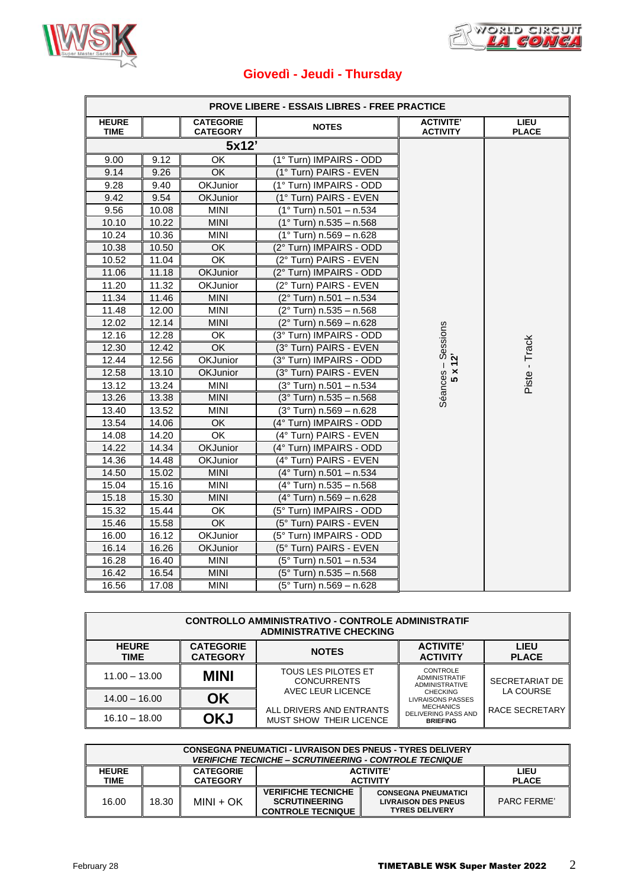## Giovedì - Jeudi - Thursday

| PROVE LIBERE - ESSAIS LIBRES - FREE PRACTICE | | | | | |
|---|---|---|---|---|---|
| HEURE TIME | | CATEGORIE CATEGORY | NOTES | ACTIVITE' ACTIVITY | LIEU PLACE |
| **5x12'** | | | | | |
| 9.00 | 9.12 | OK | (1° Turn) IMPAIRS - ODD | Séances – Sessions **5 x 12'** | Piste - Track |
| 9.14 | 9.26 | OK | (1° Turn) PAIRS - EVEN | | |
| 9.28 | 9.40 | OKJunior | (1° Turn) IMPAIRS - ODD | | |
| 9.42 | 9.54 | OKJunior | (1° Turn) PAIRS - EVEN | | |
| 9.56 | 10.08 | MINI | (1° Turn) n.501 – n.534 | | |
| 10.10 | 10.22 | MINI | (1° Turn) n.535 – n.568 | | |
| 10.24 | 10.36 | MINI | (1° Turn) n.569 – n.628 | | |
| 10.38 | 10.50 | OK | (2° Turn) IMPAIRS - ODD | | |
| 10.52 | 11.04 | OK | (2° Turn) PAIRS - EVEN | | |
| 11.06 | 11.18 | OKJunior | (2° Turn) IMPAIRS - ODD | | |
| 11.20 | 11.32 | OKJunior | (2° Turn) PAIRS - EVEN | | |
| 11.34 | 11.46 | MINI | (2° Turn) n.501 – n.534 | | |
| 11.48 | 12.00 | MINI | (2° Turn) n.535 – n.568 | | |
| 12.02 | 12.14 | MINI | (2° Turn) n.569 – n.628 | | |
| 12.16 | 12.28 | OK | (3° Turn) IMPAIRS - ODD | | |
| 12.30 | 12.42 | OK | (3° Turn) PAIRS - EVEN | | |
| 12.44 | 12.56 | OKJunior | (3° Turn) IMPAIRS - ODD | | |
| 12.58 | 13.10 | OKJunior | (3° Turn) PAIRS - EVEN | | |
| 13.12 | 13.24 | MINI | (3° Turn) n.501 – n.534 | | |
| 13.26 | 13.38 | MINI | (3° Turn) n.535 – n.568 | | |
| 13.40 | 13.52 | MINI | (3° Turn) n.569 – n.628 | | |
| 13.54 | 14.06 | OK | (4° Turn) IMPAIRS - ODD | | |
| 14.08 | 14.20 | OK | (4° Turn) PAIRS - EVEN | | |
| 14.22 | 14.34 | OKJunior | (4° Turn) IMPAIRS - ODD | | |
| 14.36 | 14.48 | OKJunior | (4° Turn) PAIRS - EVEN | | |
| 14.50 | 15.02 | MINI | (4° Turn) n.501 – n.534 | | |
| 15.04 | 15.16 | MINI | (4° Turn) n.535 – n.568 | | |
| 15.18 | 15.30 | MINI | (4° Turn) n.569 – n.628 | | |
| 15.32 | 15.44 | OK | (5° Turn) IMPAIRS - ODD | | |
| 15.46 | 15.58 | OK | (5° Turn) PAIRS - EVEN | | |
| 16.00 | 16.12 | OKJunior | (5° Turn) IMPAIRS - ODD | | |
| 16.14 | 16.26 | OKJunior | (5° Turn) PAIRS - EVEN | | |
| 16.28 | 16.40 | MINI | (5° Turn) n.501 – n.534 | | |
| 16.42 | 16.54 | MINI | (5° Turn) n.535 – n.568 | | |
| 16.56 | 17.08 | MINI | (5° Turn) n.569 – n.628 | | |

| CONTROLLO AMMINISTRATIVO - CONTROLE ADMINISTRATIF ADMINISTRATIVE CHECKING | | | | |
|---|---|---|---|---|
| HEURE TIME | CATEGORIE CATEGORY | NOTES | ACTIVITE' ACTIVITY | LIEU PLACE |
| 11.00 – 13.00 | **MINI** | TOUS LES PILOTES ET CONCURRENTS AVEC LEUR LICENCE<br>ALL DRIVERS AND ENTRANTS MUST SHOW THEIR LICENCE | CONTROLE ADMINISTRATIF ADMINISTRATIVE CHECKING LIVRAISONS PASSES MECHANICS DELIVERING PASS AND **BRIEFING** | SECRETARIAT DE LA COURSE<br>RACE SECRETARY |
| 14.00 – 16.00 | **OK** | | | |
| 16.10 – 18.00 | **OKJ** | | | |

| CONSEGNA PNEUMATICI - LIVRAISON DES PNEUS - TYRES DELIVERY *VERIFICHE TECNICHE – SCRUTINEERING - CONTROLE TECNIQUE* | | | | | |
|---|---|---|---|---|---|
| HEURE TIME | | CATEGORIE CATEGORY | ACTIVITE' ACTIVITY | | LIEU PLACE |
| 16.00 | 18.30 | MINI + OK | **VERIFICHE TECNICHE SCRUTINEERING CONTROLE TECNIQUE** | **CONSEGNA PNEUMATICI LIVRAISON DES PNEUS TYRES DELIVERY** | PARC FERME' |

February 28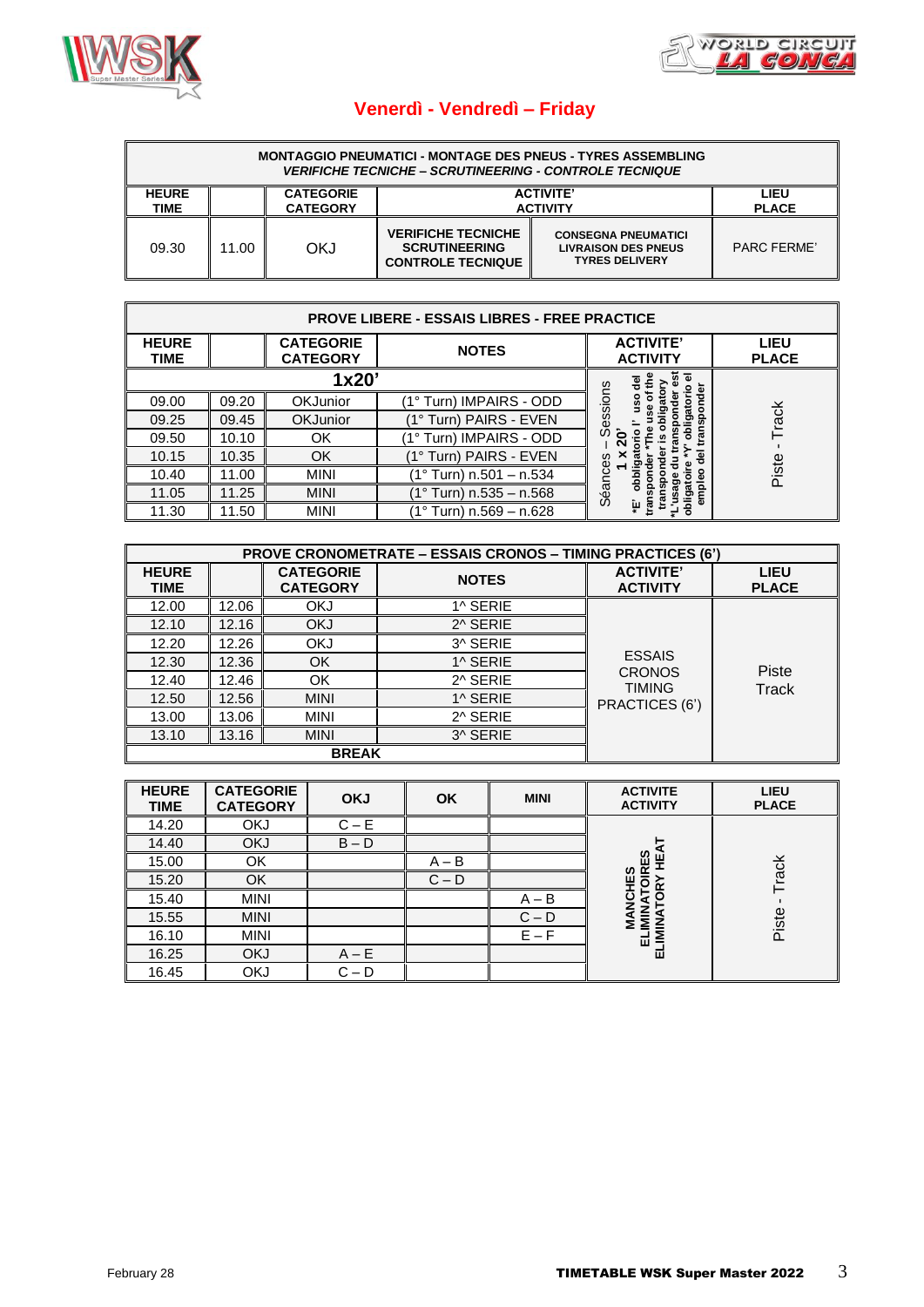# Venerdì - Vendredì – Friday

| MONTAGGIO PNEUMATICI - MONTAGE DES PNEUS - TYRES ASSEMBLING *VERIFICHE TECNICHE – SCRUTINEERING - CONTROLE TECNIQUE* | | | | | |
|---|---|---|---|---|---|
| HEURE TIME | | CATEGORIE CATEGORY | ACTIVITE' ACTIVITY | | LIEU PLACE |
| 09.30 | 11.00 | OKJ | VERIFICHE TECNICHE SCRUTINEERING CONTROLE TECNIQUE | CONSEGNA PNEUMATICI LIVRAISON DES PNEUS TYRES DELIVERY | PARC FERME' |

| PROVE LIBERE - ESSAIS LIBRES - FREE PRACTICE | | | | | |
|---|---|---|---|---|---|
| HEURE TIME | | CATEGORIE CATEGORY | NOTES | ACTIVITE' ACTIVITY | LIEU PLACE |
| **1x20'** | | | | Séances – Sessions **1 x 20'** *E' obbligatorio l' uso del transponder *The use of the transponder is obligatory *L'usage du transponder est obligatoire *Y' obligatorio el empleo del transponder | Piste - Track |
| 09.00 | 09.20 | OKJunior | (1° Turn) IMPAIRS - ODD | | |
| 09.25 | 09.45 | OKJunior | (1° Turn) PAIRS - EVEN | | |
| 09.50 | 10.10 | OK | (1° Turn) IMPAIRS - ODD | | |
| 10.15 | 10.35 | OK | (1° Turn) PAIRS - EVEN | | |
| 10.40 | 11.00 | MINI | (1° Turn) n.501 – n.534 | | |
| 11.05 | 11.25 | MINI | (1° Turn) n.535 – n.568 | | |
| 11.30 | 11.50 | MINI | (1° Turn) n.569 – n.628 | | |

| PROVE CRONOMETRATE – ESSAIS CRONOS – TIMING PRACTICES (6') | | | | | |
|---|---|---|---|---|---|
| HEURE TIME | | CATEGORIE CATEGORY | NOTES | ACTIVITE' ACTIVITY | LIEU PLACE |
| 12.00 | 12.06 | OKJ | 1^ SERIE | ESSAIS CRONOS TIMING PRACTICES (6') | Piste Track |
| 12.10 | 12.16 | OKJ | 2^ SERIE | | |
| 12.20 | 12.26 | OKJ | 3^ SERIE | | |
| 12.30 | 12.36 | OK | 1^ SERIE | | |
| 12.40 | 12.46 | OK | 2^ SERIE | | |
| 12.50 | 12.56 | MINI | 1^ SERIE | | |
| 13.00 | 13.06 | MINI | 2^ SERIE | | |
| 13.10 | 13.16 | MINI | 3^ SERIE | | |
| **BREAK** | | | | | |

| HEURE TIME | CATEGORIE CATEGORY | OKJ | OK | MINI | ACTIVITE ACTIVITY | LIEU PLACE |
|---|---|---|---|---|---|---|
| 14.20 | OKJ | C – E | | | MANCHES ELIMINATOIRES ELIMINATORY HEAT | Piste - Track |
| 14.40 | OKJ | B – D | | | | |
| 15.00 | OK | | A – B | | | |
| 15.20 | OK | | C – D | | | |
| 15.40 | MINI | | | A – B | | |
| 15.55 | MINI | | | C – D | | |
| 16.10 | MINI | | | E – F | | |
| 16.25 | OKJ | A – E | | | | |
| 16.45 | OKJ | C – D | | | | |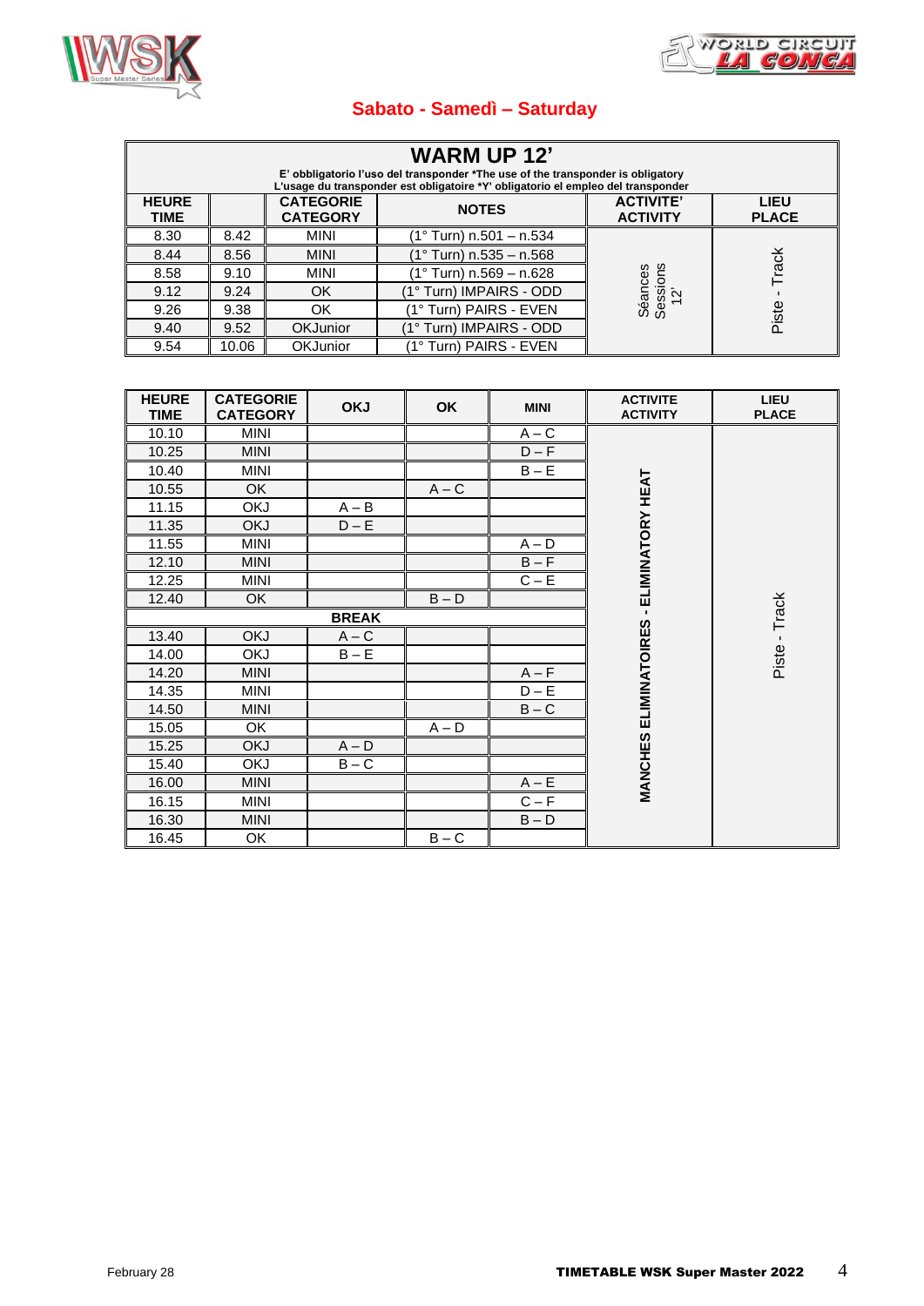## Sabato - Samedì – Saturday

| WARM UP 12' | | | | | |
|---|---|---|---|---|---|
| E' obbligatorio l'uso del transponder *The use of the transponder is obligatory L'usage du transponder est obligatoire *Y' obligatorio el empleo del transponder | | | | | |
| **HEURE TIME** | | **CATEGORIE CATEGORY** | **NOTES** | **ACTIVITE' ACTIVITY** | **LIEU PLACE** |
| 8.30 | 8.42 | MINI | (1° Turn) n.501 – n.534 | Séances Sessions 12' | Piste - Track |
| 8.44 | 8.56 | MINI | (1° Turn) n.535 – n.568 | | |
| 8.58 | 9.10 | MINI | (1° Turn) n.569 – n.628 | | |
| 9.12 | 9.24 | OK | (1° Turn) IMPAIRS - ODD | | |
| 9.26 | 9.38 | OK | (1° Turn) PAIRS - EVEN | | |
| 9.40 | 9.52 | OKJunior | (1° Turn) IMPAIRS - ODD | | |
| 9.54 | 10.06 | OKJunior | (1° Turn) PAIRS - EVEN | | |

| HEURE TIME | CATEGORIE CATEGORY | OKJ | OK | MINI | ACTIVITE ACTIVITY | LIEU PLACE |
|---|---|---|---|---|---|---|
| 10.10 | MINI | | | A – C | MANCHES ELIMINATOIRES - ELIMINATORY HEAT | Piste - Track |
| 10.25 | MINI | | | D – F | | |
| 10.40 | MINI | | | B – E | | |
| 10.55 | OK | | A – C | | | |
| 11.15 | OKJ | A – B | | | | |
| 11.35 | OKJ | D – E | | | | |
| 11.55 | MINI | | | A – D | | |
| 12.10 | MINI | | | B – F | | |
| 12.25 | MINI | | | C – E | | |
| 12.40 | OK | | B – D | | | |
| **BREAK** | | | | | | |
| 13.40 | OKJ | A – C | | | | |
| 14.00 | OKJ | B – E | | | | |
| 14.20 | MINI | | | A – F | | |
| 14.35 | MINI | | | D – E | | |
| 14.50 | MINI | | | B – C | | |
| 15.05 | OK | | A – D | | | |
| 15.25 | OKJ | A – D | | | | |
| 15.40 | OKJ | B – C | | | | |
| 16.00 | MINI | | | A – E | | |
| 16.15 | MINI | | | C – F | | |
| 16.30 | MINI | | | B – D | | |
| 16.45 | OK | | B – C | | | |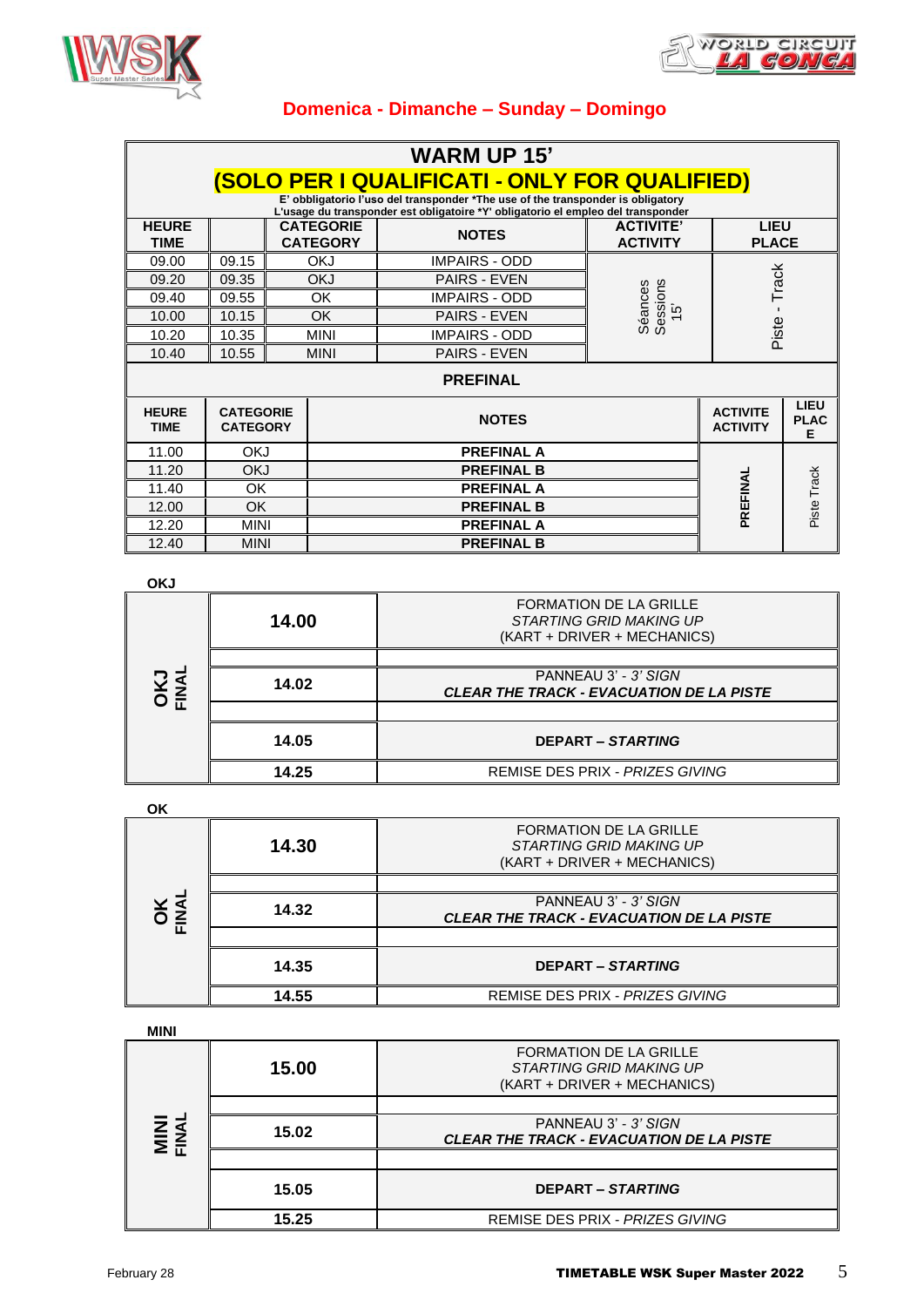## Domenica - Dimanche – Sunday – Domingo

### WARM UP 15’

**(SOLO PER I QUALIFICATI - ONLY FOR QUALIFIED)**

E’ obbligatorio l’uso del transponder *The use of the transponder is obligatory
L’usage du transponder est obligatoire *Y' obligatorio el empleo del transponder

| HEURE TIME | | CATEGORIE CATEGORY | NOTES | ACTIVITE' ACTIVITY | LIEU PLACE |
|---|---|---|---|---|---|
| 09.00 | 09.15 | OKJ | IMPAIRS - ODD | Séances Sessions 15’ | Piste - Track |
| 09.20 | 09.35 | OKJ | PAIRS - EVEN | | |
| 09.40 | 09.55 | OK | IMPAIRS - ODD | | |
| 10.00 | 10.15 | OK | PAIRS - EVEN | | |
| 10.20 | 10.35 | MINI | IMPAIRS - ODD | | |
| 10.40 | 10.55 | MINI | PAIRS - EVEN | | |

### PREFINAL

| HEURE TIME | CATEGORIE CATEGORY | NOTES | ACTIVITE ACTIVITY | LIEU PLACE |
|---|---|---|---|---|
| 11.00 | OKJ | **PREFINAL A** | PREFINAL | Piste Track |
| 11.20 | OKJ | **PREFINAL B** | | |
| 11.40 | OK | **PREFINAL A** | | |
| 12.00 | OK | **PREFINAL B** | | |
| 12.20 | MINI | **PREFINAL A** | | |
| 12.40 | MINI | **PREFINAL B** | | |

**OKJ**

| | | |
|---|---|---|
| OKJ FINAL | **14.00** | FORMATION DE LA GRILLE *STARTING GRID MAKING UP* (KART + DRIVER + MECHANICS) |
| | **14.02** | PANNEAU 3' - *3' SIGN* ***CLEAR THE TRACK*** **- *EVACUATION DE LA PISTE*** |
| | **14.05** | **DEPART – *STARTING*** |
| | **14.25** | REMISE DES PRIX - *PRIZES GIVING* |

**OK**

| | | |
|---|---|---|
| OK FINAL | **14.30** | FORMATION DE LA GRILLE *STARTING GRID MAKING UP* (KART + DRIVER + MECHANICS) |
| | **14.32** | PANNEAU 3' - *3' SIGN* ***CLEAR THE TRACK*** **- *EVACUATION DE LA PISTE*** |
| | **14.35** | **DEPART – *STARTING*** |
| | **14.55** | REMISE DES PRIX - *PRIZES GIVING* |

**MINI**

| | | |
|---|---|---|
| MINI FINAL | **15.00** | FORMATION DE LA GRILLE *STARTING GRID MAKING UP* (KART + DRIVER + MECHANICS) |
| | **15.02** | PANNEAU 3' - *3' SIGN* ***CLEAR THE TRACK*** **- *EVACUATION DE LA PISTE*** |
| | **15.05** | **DEPART – *STARTING*** |
| | **15.25** | REMISE DES PRIX - *PRIZES GIVING* |